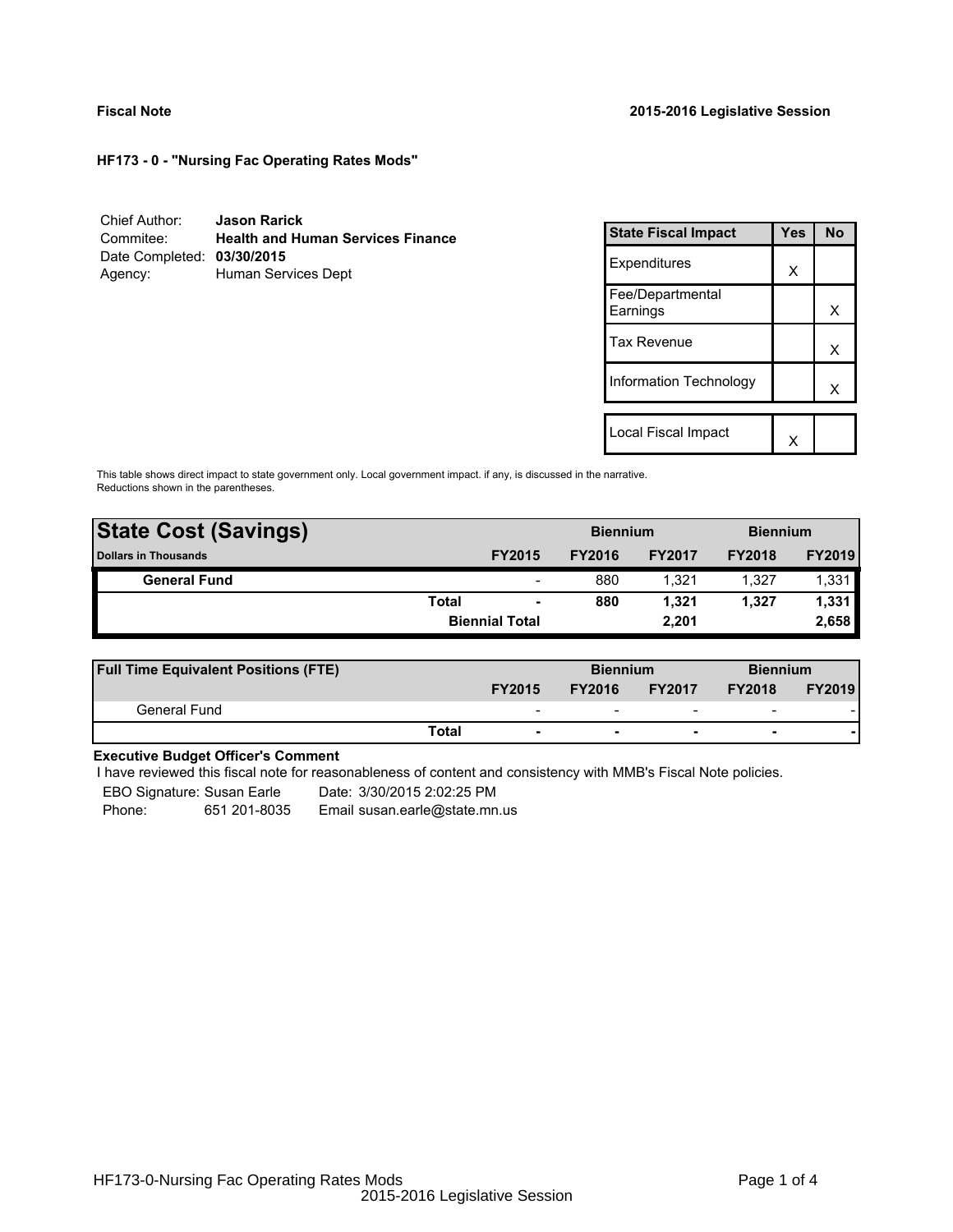**Fiscal Note** **2015-2016 Legislative Session**

**HF173 - 0 - "Nursing Fac Operating Rates Mods"**

Chief Author: **Jason Rarick**
Commitee: **Health and Human Services Finance**
Date Completed: **03/30/2015**
Agency: Human Services Dept

| State Fiscal Impact | Yes | No |
|---|---|---|
| Expenditures | X | |
| Fee/Departmental Earnings | | X |
| Tax Revenue | | X |
| Information Technology | | X |
| | | |
| Local Fiscal Impact | X | |

This table shows direct impact to state government only. Local government impact. if any, is discussed in the narrative. Reductions shown in the parentheses.

| State Cost (Savings) | | | Biennium | | Biennium | |
|---|---|---|---|---|---|---|
| Dollars in Thousands | | FY2015 | FY2016 | FY2017 | FY2018 | FY2019 |
| **General Fund** | | - | 880 | 1,321 | 1,327 | 1,331 |
| | **Total** | **-** | **880** | **1,321** | **1,327** | **1,331** |
| | | **Biennial Total** | | **2,201** | | **2,658** |

| Full Time Equivalent Positions (FTE) | | | Biennium | | Biennium | |
|---|---|---|---|---|---|---|
| | | FY2015 | FY2016 | FY2017 | FY2018 | FY2019 |
| General Fund | | - | - | - | - | - |
| | **Total** | **-** | **-** | **-** | **-** | **-** |

**Executive Budget Officer's Comment**

I have reviewed this fiscal note for reasonableness of content and consistency with MMB's Fiscal Note policies.

EBO Signature: Susan Earle Date: 3/30/2015 2:02:25 PM
Phone: 651 201-8035 Email susan.earle@state.mn.us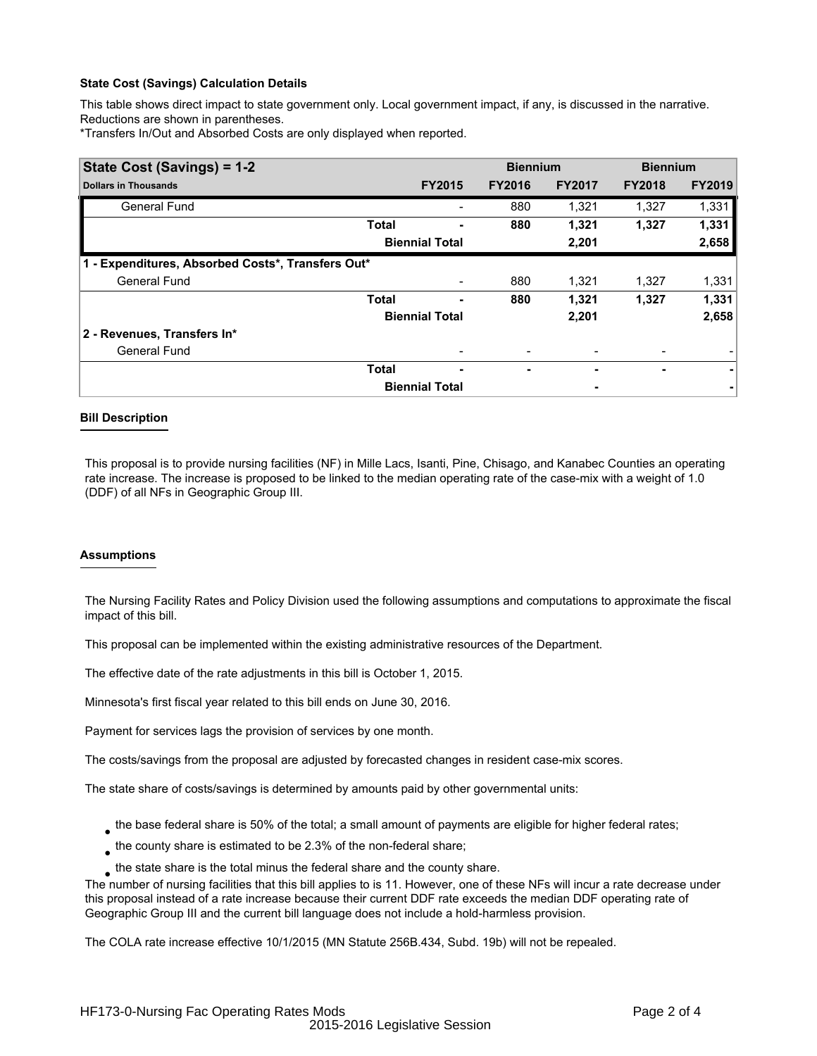**State Cost (Savings) Calculation Details**

This table shows direct impact to state government only. Local government impact, if any, is discussed in the narrative. Reductions are shown in parentheses.

*Transfers In/Out and Absorbed Costs are only displayed when reported.

| State Cost (Savings) = 1-2 | | | Biennium | | Biennium | |
|---|---|---|---|---|---|---|
| **Dollars in Thousands** | | **FY2015** | **FY2016** | **FY2017** | **FY2018** | **FY2019** |
| General Fund | | - | 880 | 1,321 | 1,327 | 1,331 |
| | **Total** | **-** | **880** | **1,321** | **1,327** | **1,331** |
| | **Biennial Total** | | | **2,201** | | **2,658** |
| **1 - Expenditures, Absorbed Costs*, Transfers Out*** | | | | | | |
| General Fund | | - | 880 | 1,321 | 1,327 | 1,331 |
| | **Total** | **-** | **880** | **1,321** | **1,327** | **1,331** |
| | **Biennial Total** | | | **2,201** | | **2,658** |
| **2 - Revenues, Transfers In*** | | | | | | |
| General Fund | | - | - | - | - | - |
| | **Total** | **-** | **-** | **-** | **-** | **-** |
| | **Biennial Total** | | | **-** | | **-** |

**Bill Description**

This proposal is to provide nursing facilities (NF) in Mille Lacs, Isanti, Pine, Chisago, and Kanabec Counties an operating rate increase. The increase is proposed to be linked to the median operating rate of the case-mix with a weight of 1.0 (DDF) of all NFs in Geographic Group III.

**Assumptions**

The Nursing Facility Rates and Policy Division used the following assumptions and computations to approximate the fiscal impact of this bill.

This proposal can be implemented within the existing administrative resources of the Department.

The effective date of the rate adjustments in this bill is October 1, 2015.

Minnesota's first fiscal year related to this bill ends on June 30, 2016.

Payment for services lags the provision of services by one month.

The costs/savings from the proposal are adjusted by forecasted changes in resident case-mix scores.

The state share of costs/savings is determined by amounts paid by other governmental units:

- the base federal share is 50% of the total; a small amount of payments are eligible for higher federal rates;
- the county share is estimated to be 2.3% of the non-federal share;
- the state share is the total minus the federal share and the county share.

The number of nursing facilities that this bill applies to is 11. However, one of these NFs will incur a rate decrease under this proposal instead of a rate increase because their current DDF rate exceeds the median DDF operating rate of Geographic Group III and the current bill language does not include a hold-harmless provision.

The COLA rate increase effective 10/1/2015 (MN Statute 256B.434, Subd. 19b) will not be repealed.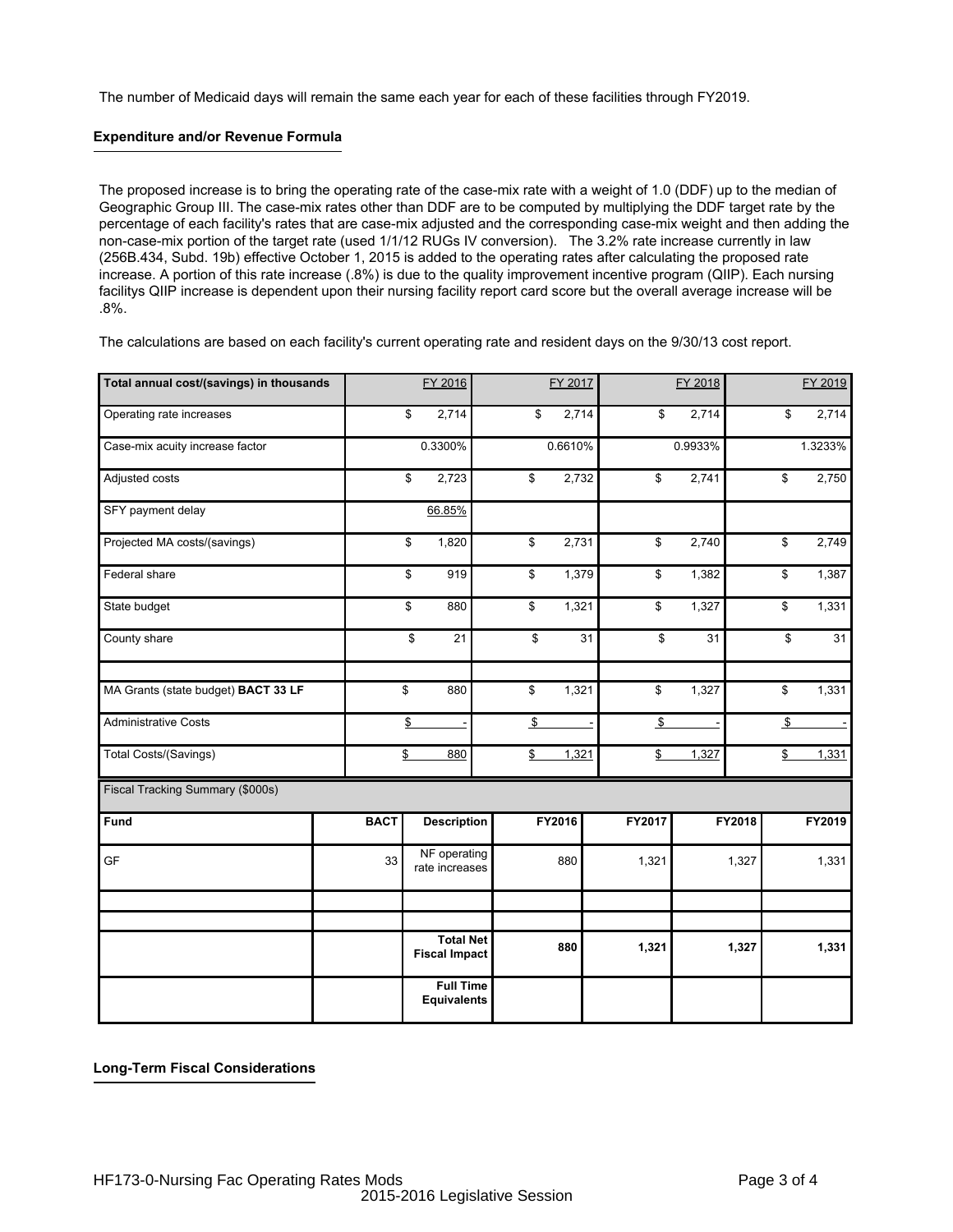The number of Medicaid days will remain the same each year for each of these facilities through FY2019.

### Expenditure and/or Revenue Formula

The proposed increase is to bring the operating rate of the case-mix rate with a weight of 1.0 (DDF) up to the median of Geographic Group III. The case-mix rates other than DDF are to be computed by multiplying the DDF target rate by the percentage of each facility's rates that are case-mix adjusted and the corresponding case-mix weight and then adding the non-case-mix portion of the target rate (used 1/1/12 RUGs IV conversion). The 3.2% rate increase currently in law (256B.434, Subd. 19b) effective October 1, 2015 is added to the operating rates after calculating the proposed rate increase. A portion of this rate increase (.8%) is due to the quality improvement incentive program (QIIP). Each nursing facilitys QIIP increase is dependent upon their nursing facility report card score but the overall average increase will be .8%.

The calculations are based on each facility's current operating rate and resident days on the 9/30/13 cost report.

| Total annual cost/(savings) in thousands | FY 2016 | FY 2017 | FY 2018 | FY 2019 |
|---|---|---|---|---|
| Operating rate increases | $ 2,714 | $ 2,714 | $ 2,714 | $ 2,714 |
| Case-mix acuity increase factor | 0.3300% | 0.6610% | 0.9933% | 1.3233% |
| Adjusted costs | $ 2,723 | $ 2,732 | $ 2,741 | $ 2,750 |
| SFY payment delay | 66.85% | | | |
| Projected MA costs/(savings) | $ 1,820 | $ 2,731 | $ 2,740 | $ 2,749 |
| Federal share | $ 919 | $ 1,379 | $ 1,382 | $ 1,387 |
| State budget | $ 880 | $ 1,321 | $ 1,327 | $ 1,331 |
| County share | $ 21 | $ 31 | $ 31 | $ 31 |
| | | | | |
| MA Grants (state budget) **BACT 33 LF** | $ 880 | $ 1,321 | $ 1,327 | $ 1,331 |
| Administrative Costs | $ - | $ - | $ - | $ - |
| Total Costs/(Savings) | $ 880 | $ 1,321 | $ 1,327 | $ 1,331 |

Fiscal Tracking Summary ($000s)

| Fund | BACT | Description | FY2016 | FY2017 | FY2018 | FY2019 |
|---|---|---|---|---|---|---|
| GF | 33 | NF operating rate increases | 880 | 1,321 | 1,327 | 1,331 |
| | | | | | | |
| | | | | | | |
| | | **Total Net Fiscal Impact** | **880** | **1,321** | **1,327** | **1,331** |
| | | **Full Time Equivalents** | | | | |

### Long-Term Fiscal Considerations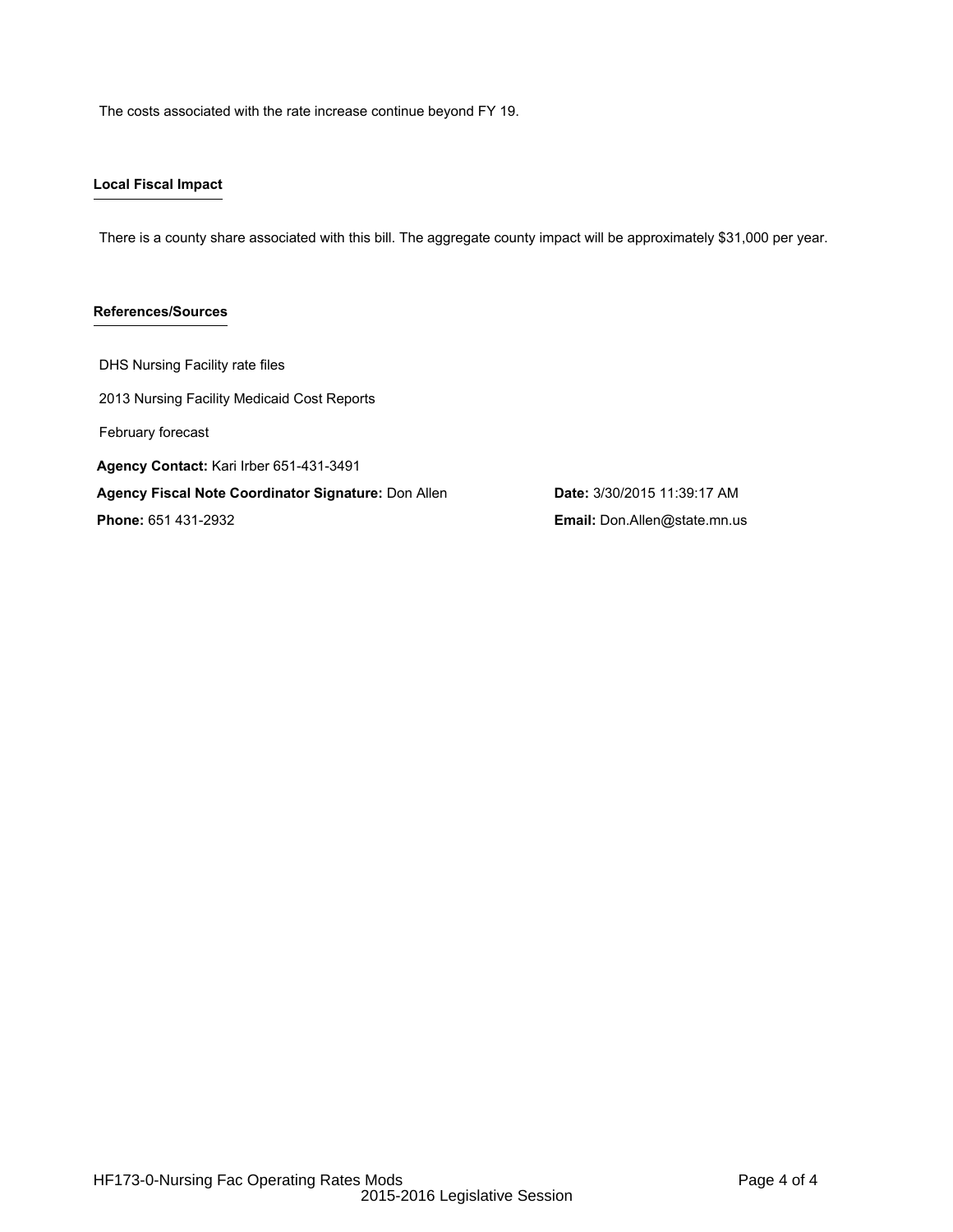The costs associated with the rate increase continue beyond FY 19.

## Local Fiscal Impact

There is a county share associated with this bill. The aggregate county impact will be approximately $31,000 per year.

## References/Sources

DHS Nursing Facility rate files

2013 Nursing Facility Medicaid Cost Reports

February forecast

**Agency Contact:** Kari Irber 651-431-3491

**Agency Fiscal Note Coordinator Signature:** Don Allen

**Date:** 3/30/2015 11:39:17 AM

**Phone:** 651 431-2932

**Email:** Don.Allen@state.mn.us